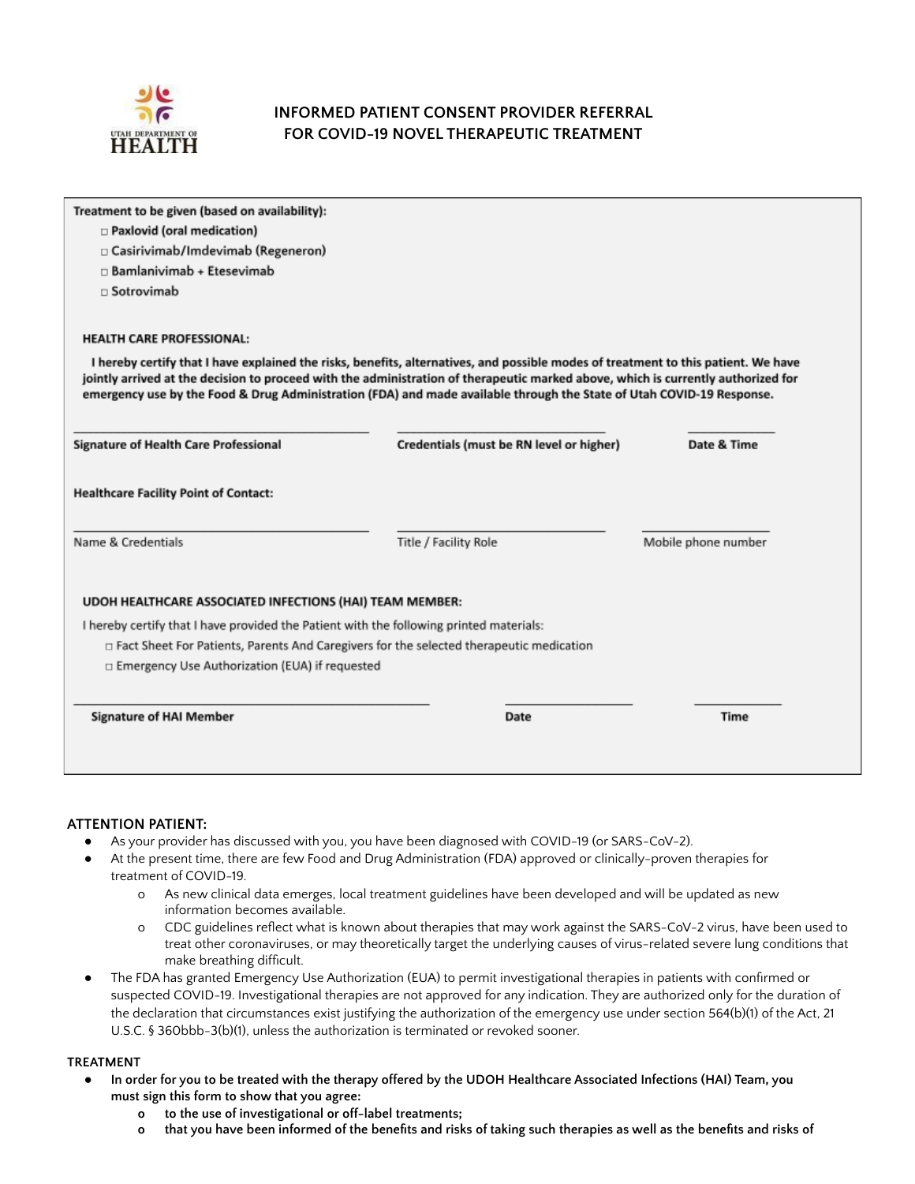UTAH DEPARTMENT OF HEALTH

# INFORMED PATIENT CONSENT PROVIDER REFERRAL FOR COVID-19 NOVEL THERAPEUTIC TREATMENT

**Treatment to be given (based on availability):**

- □ **Paxlovid (oral medication)**
- □ **Casirivimab/Imdevimab (Regeneron)**
- □ **Bamlanivimab + Etesevimab**
- □ **Sotrovimab**

**HEALTH CARE PROFESSIONAL:**

**I hereby certify that I have explained the risks, benefits, alternatives, and possible modes of treatment to this patient. We have jointly arrived at the decision to proceed with the administration of therapeutic marked above, which is currently authorized for emergency use by the Food & Drug Administration (FDA) and made available through the State of Utah COVID-19 Response.**

| ______________________ | ______________________ | ____________ |
|---|---|---|
| **Signature of Health Care Professional** | **Credentials (must be RN level or higher)** | **Date & Time** |

**Healthcare Facility Point of Contact:**

| ______________________ | ______________________ | ____________ |
|---|---|---|
| Name & Credentials | Title / Facility Role | Mobile phone number |

**UDOH HEALTHCARE ASSOCIATED INFECTIONS (HAI) TEAM MEMBER:**

I hereby certify that I have provided the Patient with the following printed materials:

- □ Fact Sheet For Patients, Parents And Caregivers for the selected therapeutic medication
- □ Emergency Use Authorization (EUA) if requested

| ______________________ | ____________ | ____________ |
|---|---|---|
| **Signature of HAI Member** | **Date** | **Time** |

**ATTENTION PATIENT:**

- As your provider has discussed with you, you have been diagnosed with COVID-19 (or SARS-CoV-2).
- At the present time, there are few Food and Drug Administration (FDA) approved or clinically-proven therapies for treatment of COVID-19.
  - As new clinical data emerges, local treatment guidelines have been developed and will be updated as new information becomes available.
  - CDC guidelines reflect what is known about therapies that may work against the SARS-CoV-2 virus, have been used to treat other coronaviruses, or may theoretically target the underlying causes of virus-related severe lung conditions that make breathing difficult.
- The FDA has granted Emergency Use Authorization (EUA) to permit investigational therapies in patients with confirmed or suspected COVID-19. Investigational therapies are not approved for any indication. They are authorized only for the duration of the declaration that circumstances exist justifying the authorization of the emergency use under section 564(b)(1) of the Act, 21 U.S.C. § 360bbb-3(b)(1), unless the authorization is terminated or revoked sooner.

**TREATMENT**

- **In order for you to be treated with the therapy offered by the UDOH Healthcare Associated Infections (HAI) Team, you must sign this form to show that you agree:**
  - **to the use of investigational or off-label treatments;**
  - **that you have been informed of the benefits and risks of taking such therapies as well as the benefits and risks of**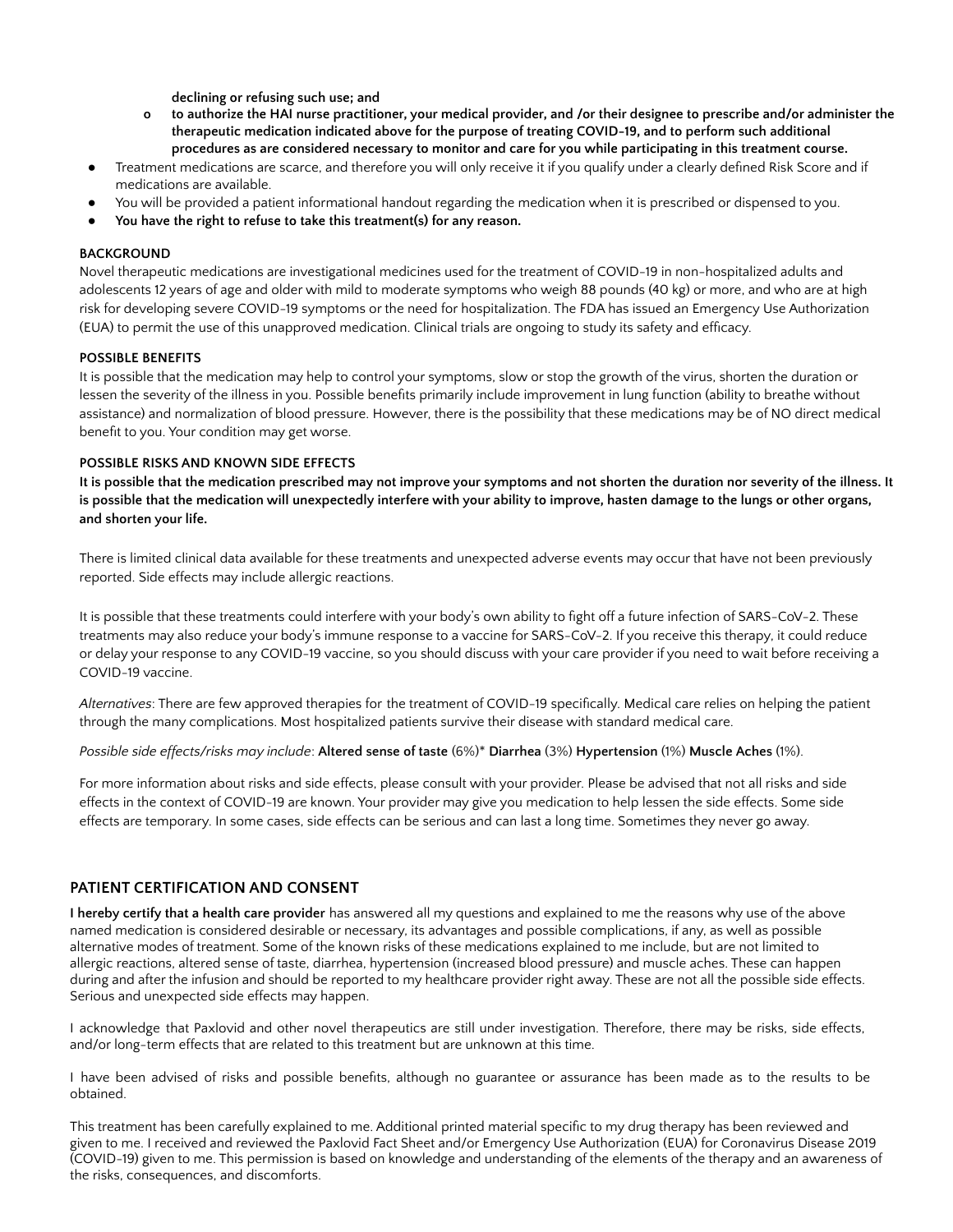**declining or refusing such use; and**

- o **to authorize the HAI nurse practitioner, your medical provider, and /or their designee to prescribe and/or administer the therapeutic medication indicated above for the purpose of treating COVID-19, and to perform such additional procedures as are considered necessary to monitor and care for you while participating in this treatment course.**

- Treatment medications are scarce, and therefore you will only receive it if you qualify under a clearly defined Risk Score and if medications are available.
- You will be provided a patient informational handout regarding the medication when it is prescribed or dispensed to you.
- **You have the right to refuse to take this treatment(s) for any reason.**

**BACKGROUND**

Novel therapeutic medications are investigational medicines used for the treatment of COVID-19 in non-hospitalized adults and adolescents 12 years of age and older with mild to moderate symptoms who weigh 88 pounds (40 kg) or more, and who are at high risk for developing severe COVID-19 symptoms or the need for hospitalization. The FDA has issued an Emergency Use Authorization (EUA) to permit the use of this unapproved medication. Clinical trials are ongoing to study its safety and efficacy.

**POSSIBLE BENEFITS**

It is possible that the medication may help to control your symptoms, slow or stop the growth of the virus, shorten the duration or lessen the severity of the illness in you. Possible benefits primarily include improvement in lung function (ability to breathe without assistance) and normalization of blood pressure. However, there is the possibility that these medications may be of NO direct medical benefit to you. Your condition may get worse.

**POSSIBLE RISKS AND KNOWN SIDE EFFECTS**

**It is possible that the medication prescribed may not improve your symptoms and not shorten the duration nor severity of the illness. It is possible that the medication will unexpectedly interfere with your ability to improve, hasten damage to the lungs or other organs, and shorten your life.**

There is limited clinical data available for these treatments and unexpected adverse events may occur that have not been previously reported. Side effects may include allergic reactions.

It is possible that these treatments could interfere with your body's own ability to fight off a future infection of SARS-CoV-2. These treatments may also reduce your body's immune response to a vaccine for SARS-CoV-2. If you receive this therapy, it could reduce or delay your response to any COVID-19 vaccine, so you should discuss with your care provider if you need to wait before receiving a COVID-19 vaccine.

*Alternatives*: There are few approved therapies for the treatment of COVID-19 specifically. Medical care relies on helping the patient through the many complications. Most hospitalized patients survive their disease with standard medical care.

*Possible side effects/risks may include*: **Altered sense of taste** (6%)* **Diarrhea** (3%) **Hypertension** (1%) **Muscle Aches** (1%).

For more information about risks and side effects, please consult with your provider. Please be advised that not all risks and side effects in the context of COVID-19 are known. Your provider may give you medication to help lessen the side effects. Some side effects are temporary. In some cases, side effects can be serious and can last a long time. Sometimes they never go away.

## PATIENT CERTIFICATION AND CONSENT

**I hereby certify that a health care provider** has answered all my questions and explained to me the reasons why use of the above named medication is considered desirable or necessary, its advantages and possible complications, if any, as well as possible alternative modes of treatment. Some of the known risks of these medications explained to me include, but are not limited to allergic reactions, altered sense of taste, diarrhea, hypertension (increased blood pressure) and muscle aches. These can happen during and after the infusion and should be reported to my healthcare provider right away. These are not all the possible side effects. Serious and unexpected side effects may happen.

I acknowledge that Paxlovid and other novel therapeutics are still under investigation. Therefore, there may be risks, side effects, and/or long-term effects that are related to this treatment but are unknown at this time.

I have been advised of risks and possible benefits, although no guarantee or assurance has been made as to the results to be obtained.

This treatment has been carefully explained to me. Additional printed material specific to my drug therapy has been reviewed and given to me. I received and reviewed the Paxlovid Fact Sheet and/or Emergency Use Authorization (EUA) for Coronavirus Disease 2019 (COVID-19) given to me. This permission is based on knowledge and understanding of the elements of the therapy and an awareness of the risks, consequences, and discomforts.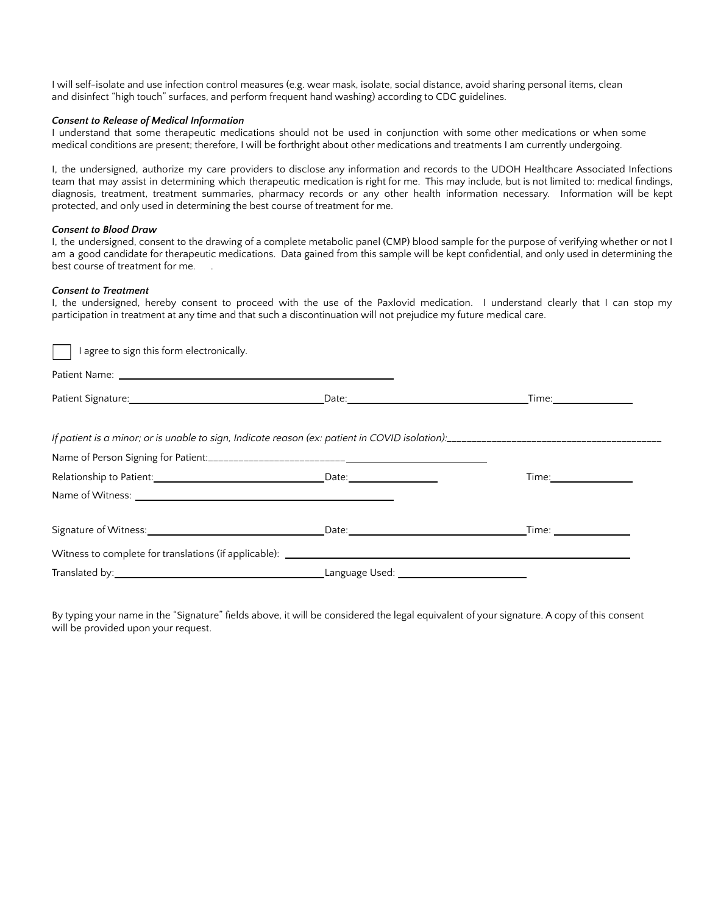I will self-isolate and use infection control measures (e.g. wear mask, isolate, social distance, avoid sharing personal items, clean and disinfect "high touch" surfaces, and perform frequent hand washing) according to CDC guidelines.

***Consent to Release of Medical Information***

I understand that some therapeutic medications should not be used in conjunction with some other medications or when some medical conditions are present; therefore, I will be forthright about other medications and treatments I am currently undergoing.

I, the undersigned, authorize my care providers to disclose any information and records to the UDOH Healthcare Associated Infections team that may assist in determining which therapeutic medication is right for me. This may include, but is not limited to: medical findings, diagnosis, treatment, treatment summaries, pharmacy records or any other health information necessary. Information will be kept protected, and only used in determining the best course of treatment for me.

***Consent to Blood Draw***

I, the undersigned, consent to the drawing of a complete metabolic panel (CMP) blood sample for the purpose of verifying whether or not I am a good candidate for therapeutic medications. Data gained from this sample will be kept confidential, and only used in determining the best course of treatment for me. .

***Consent to Treatment***

I, the undersigned, hereby consent to proceed with the use of the Paxlovid medication. I understand clearly that I can stop my participation in treatment at any time and that such a discontinuation will not prejudice my future medical care.

☐ I agree to sign this form electronically.

Patient Name: ______________________________

Patient Signature: ______________________ Date: ______________________ Time: __________

*If patient is a minor; or is unable to sign, Indicate reason (ex: patient in COVID isolation):*______________________

Name of Person Signing for Patient: ______________________

Relationship to Patient: ______________________ Date: ______________ Time: __________

Name of Witness: ______________________________

Signature of Witness: ______________________ Date: ______________________ Time: __________

Witness to complete for translations (if applicable): ______________________

Translated by: ______________________ Language Used: ______________

By typing your name in the "Signature" fields above, it will be considered the legal equivalent of your signature. A copy of this consent will be provided upon your request.